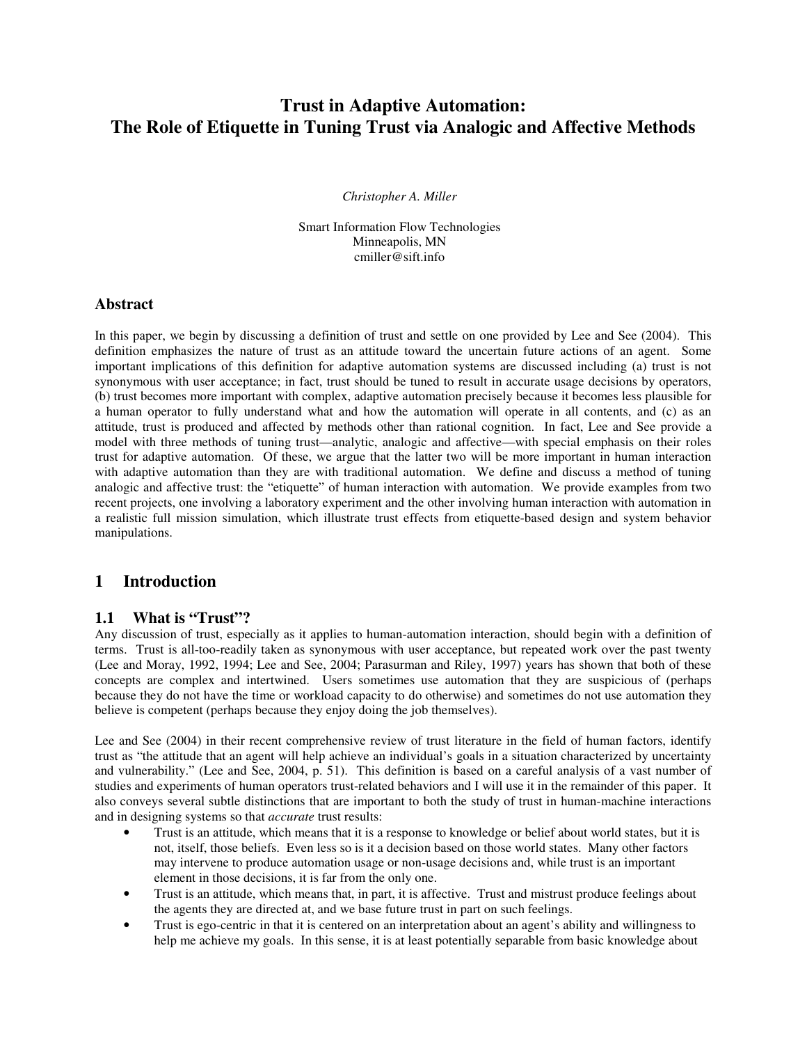# Trust in Adaptive Automation: The Role of Etiquette in Tuning Trust via Analogic and Affective Methods

*Christopher A. Miller*

Smart Information Flow Technologies
Minneapolis, MN
cmiller@sift.info

## Abstract

In this paper, we begin by discussing a definition of trust and settle on one provided by Lee and See (2004). This definition emphasizes the nature of trust as an attitude toward the uncertain future actions of an agent. Some important implications of this definition for adaptive automation systems are discussed including (a) trust is not synonymous with user acceptance; in fact, trust should be tuned to result in accurate usage decisions by operators, (b) trust becomes more important with complex, adaptive automation precisely because it becomes less plausible for a human operator to fully understand what and how the automation will operate in all contents, and (c) as an attitude, trust is produced and affected by methods other than rational cognition. In fact, Lee and See provide a model with three methods of tuning trust—analytic, analogic and affective—with special emphasis on their roles trust for adaptive automation. Of these, we argue that the latter two will be more important in human interaction with adaptive automation than they are with traditional automation. We define and discuss a method of tuning analogic and affective trust: the "etiquette" of human interaction with automation. We provide examples from two recent projects, one involving a laboratory experiment and the other involving human interaction with automation in a realistic full mission simulation, which illustrate trust effects from etiquette-based design and system behavior manipulations.

## 1 Introduction

### 1.1 What is "Trust"?

Any discussion of trust, especially as it applies to human-automation interaction, should begin with a definition of terms. Trust is all-too-readily taken as synonymous with user acceptance, but repeated work over the past twenty (Lee and Moray, 1992, 1994; Lee and See, 2004; Parasurman and Riley, 1997) years has shown that both of these concepts are complex and intertwined. Users sometimes use automation that they are suspicious of (perhaps because they do not have the time or workload capacity to do otherwise) and sometimes do not use automation they believe is competent (perhaps because they enjoy doing the job themselves).

Lee and See (2004) in their recent comprehensive review of trust literature in the field of human factors, identify trust as "the attitude that an agent will help achieve an individual's goals in a situation characterized by uncertainty and vulnerability." (Lee and See, 2004, p. 51). This definition is based on a careful analysis of a vast number of studies and experiments of human operators trust-related behaviors and I will use it in the remainder of this paper. It also conveys several subtle distinctions that are important to both the study of trust in human-machine interactions and in designing systems so that *accurate* trust results:

- Trust is an attitude, which means that it is a response to knowledge or belief about world states, but it is not, itself, those beliefs. Even less so is it a decision based on those world states. Many other factors may intervene to produce automation usage or non-usage decisions and, while trust is an important element in those decisions, it is far from the only one.
- Trust is an attitude, which means that, in part, it is affective. Trust and mistrust produce feelings about the agents they are directed at, and we base future trust in part on such feelings.
- Trust is ego-centric in that it is centered on an interpretation about an agent's ability and willingness to help me achieve my goals. In this sense, it is at least potentially separable from basic knowledge about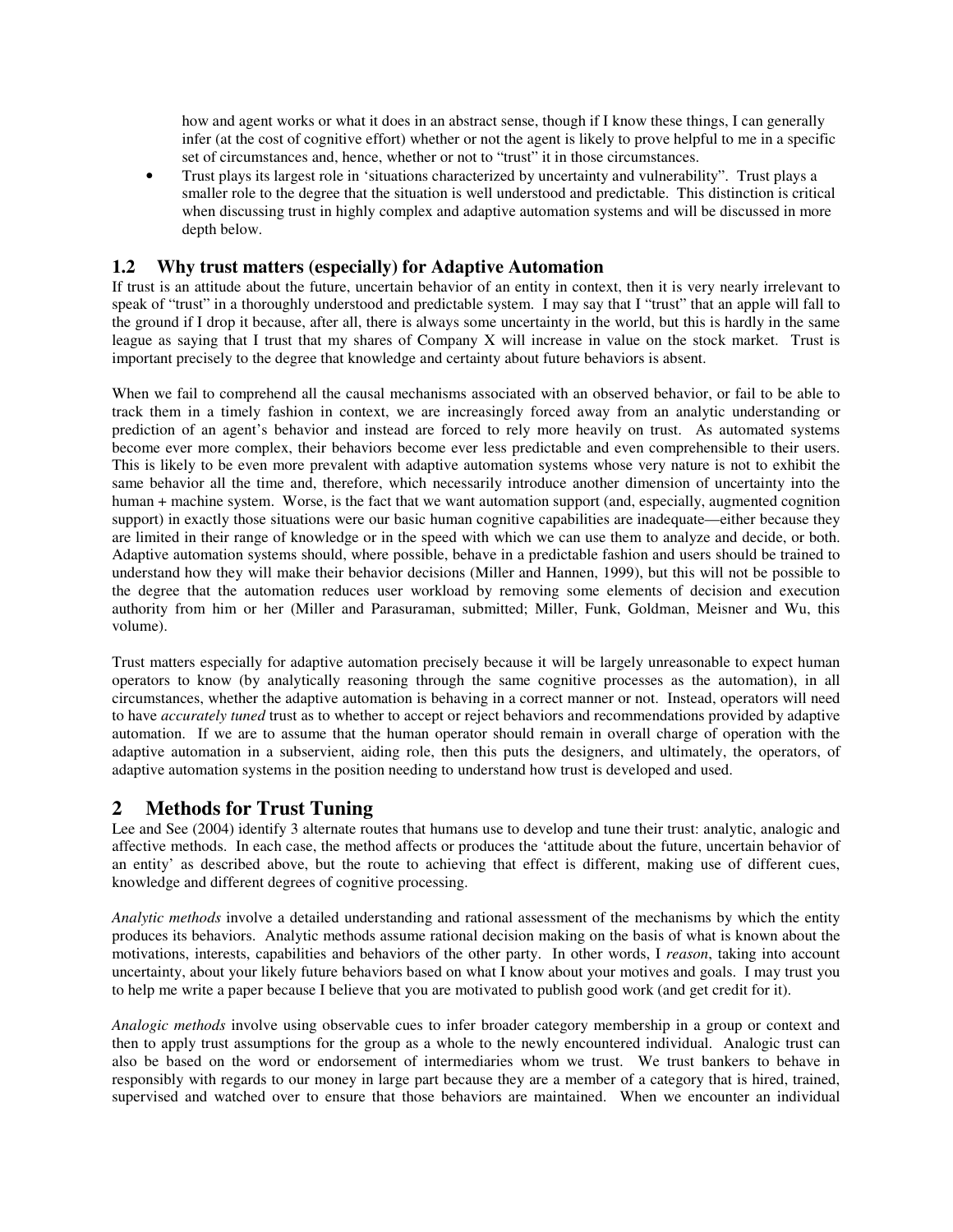how and agent works or what it does in an abstract sense, though if I know these things, I can generally infer (at the cost of cognitive effort) whether or not the agent is likely to prove helpful to me in a specific set of circumstances and, hence, whether or not to "trust" it in those circumstances.

- Trust plays its largest role in 'situations characterized by uncertainty and vulnerability". Trust plays a smaller role to the degree that the situation is well understood and predictable. This distinction is critical when discussing trust in highly complex and adaptive automation systems and will be discussed in more depth below.

## 1.2 Why trust matters (especially) for Adaptive Automation

If trust is an attitude about the future, uncertain behavior of an entity in context, then it is very nearly irrelevant to speak of "trust" in a thoroughly understood and predictable system. I may say that I "trust" that an apple will fall to the ground if I drop it because, after all, there is always some uncertainty in the world, but this is hardly in the same league as saying that I trust that my shares of Company X will increase in value on the stock market. Trust is important precisely to the degree that knowledge and certainty about future behaviors is absent.

When we fail to comprehend all the causal mechanisms associated with an observed behavior, or fail to be able to track them in a timely fashion in context, we are increasingly forced away from an analytic understanding or prediction of an agent's behavior and instead are forced to rely more heavily on trust. As automated systems become ever more complex, their behaviors become ever less predictable and even comprehensible to their users. This is likely to be even more prevalent with adaptive automation systems whose very nature is not to exhibit the same behavior all the time and, therefore, which necessarily introduce another dimension of uncertainty into the human + machine system. Worse, is the fact that we want automation support (and, especially, augmented cognition support) in exactly those situations were our basic human cognitive capabilities are inadequate—either because they are limited in their range of knowledge or in the speed with which we can use them to analyze and decide, or both. Adaptive automation systems should, where possible, behave in a predictable fashion and users should be trained to understand how they will make their behavior decisions (Miller and Hannen, 1999), but this will not be possible to the degree that the automation reduces user workload by removing some elements of decision and execution authority from him or her (Miller and Parasuraman, submitted; Miller, Funk, Goldman, Meisner and Wu, this volume).

Trust matters especially for adaptive automation precisely because it will be largely unreasonable to expect human operators to know (by analytically reasoning through the same cognitive processes as the automation), in all circumstances, whether the adaptive automation is behaving in a correct manner or not. Instead, operators will need to have *accurately tuned* trust as to whether to accept or reject behaviors and recommendations provided by adaptive automation. If we are to assume that the human operator should remain in overall charge of operation with the adaptive automation in a subservient, aiding role, then this puts the designers, and ultimately, the operators, of adaptive automation systems in the position needing to understand how trust is developed and used.

# 2 Methods for Trust Tuning

Lee and See (2004) identify 3 alternate routes that humans use to develop and tune their trust: analytic, analogic and affective methods. In each case, the method affects or produces the 'attitude about the future, uncertain behavior of an entity' as described above, but the route to achieving that effect is different, making use of different cues, knowledge and different degrees of cognitive processing.

*Analytic methods* involve a detailed understanding and rational assessment of the mechanisms by which the entity produces its behaviors. Analytic methods assume rational decision making on the basis of what is known about the motivations, interests, capabilities and behaviors of the other party. In other words, I *reason*, taking into account uncertainty, about your likely future behaviors based on what I know about your motives and goals. I may trust you to help me write a paper because I believe that you are motivated to publish good work (and get credit for it).

*Analogic methods* involve using observable cues to infer broader category membership in a group or context and then to apply trust assumptions for the group as a whole to the newly encountered individual. Analogic trust can also be based on the word or endorsement of intermediaries whom we trust. We trust bankers to behave in responsibly with regards to our money in large part because they are a member of a category that is hired, trained, supervised and watched over to ensure that those behaviors are maintained. When we encounter an individual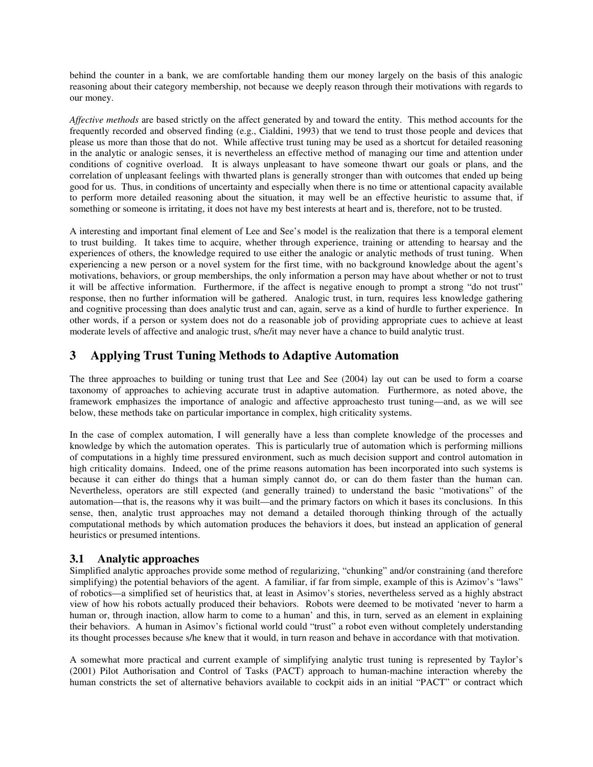behind the counter in a bank, we are comfortable handing them our money largely on the basis of this analogic reasoning about their category membership, not because we deeply reason through their motivations with regards to our money.

*Affective methods* are based strictly on the affect generated by and toward the entity. This method accounts for the frequently recorded and observed finding (e.g., Cialdini, 1993) that we tend to trust those people and devices that please us more than those that do not. While affective trust tuning may be used as a shortcut for detailed reasoning in the analytic or analogic senses, it is nevertheless an effective method of managing our time and attention under conditions of cognitive overload. It is always unpleasant to have someone thwart our goals or plans, and the correlation of unpleasant feelings with thwarted plans is generally stronger than with outcomes that ended up being good for us. Thus, in conditions of uncertainty and especially when there is no time or attentional capacity available to perform more detailed reasoning about the situation, it may well be an effective heuristic to assume that, if something or someone is irritating, it does not have my best interests at heart and is, therefore, not to be trusted.

A interesting and important final element of Lee and See's model is the realization that there is a temporal element to trust building. It takes time to acquire, whether through experience, training or attending to hearsay and the experiences of others, the knowledge required to use either the analogic or analytic methods of trust tuning. When experiencing a new person or a novel system for the first time, with no background knowledge about the agent's motivations, behaviors, or group memberships, the only information a person may have about whether or not to trust it will be affective information. Furthermore, if the affect is negative enough to prompt a strong "do not trust" response, then no further information will be gathered. Analogic trust, in turn, requires less knowledge gathering and cognitive processing than does analytic trust and can, again, serve as a kind of hurdle to further experience. In other words, if a person or system does not do a reasonable job of providing appropriate cues to achieve at least moderate levels of affective and analogic trust, s/he/it may never have a chance to build analytic trust.

## 3 Applying Trust Tuning Methods to Adaptive Automation

The three approaches to building or tuning trust that Lee and See (2004) lay out can be used to form a coarse taxonomy of approaches to achieving accurate trust in adaptive automation. Furthermore, as noted above, the framework emphasizes the importance of analogic and affective approachesto trust tuning—and, as we will see below, these methods take on particular importance in complex, high criticality systems.

In the case of complex automation, I will generally have a less than complete knowledge of the processes and knowledge by which the automation operates. This is particularly true of automation which is performing millions of computations in a highly time pressured environment, such as much decision support and control automation in high criticality domains. Indeed, one of the prime reasons automation has been incorporated into such systems is because it can either do things that a human simply cannot do, or can do them faster than the human can. Nevertheless, operators are still expected (and generally trained) to understand the basic "motivations" of the automation—that is, the reasons why it was built—and the primary factors on which it bases its conclusions. In this sense, then, analytic trust approaches may not demand a detailed thorough thinking through of the actually computational methods by which automation produces the behaviors it does, but instead an application of general heuristics or presumed intentions.

### 3.1 Analytic approaches

Simplified analytic approaches provide some method of regularizing, "chunking" and/or constraining (and therefore simplifying) the potential behaviors of the agent. A familiar, if far from simple, example of this is Azimov's "laws" of robotics—a simplified set of heuristics that, at least in Asimov's stories, nevertheless served as a highly abstract view of how his robots actually produced their behaviors. Robots were deemed to be motivated 'never to harm a human or, through inaction, allow harm to come to a human' and this, in turn, served as an element in explaining their behaviors. A human in Asimov's fictional world could "trust" a robot even without completely understanding its thought processes because s/he knew that it would, in turn reason and behave in accordance with that motivation.

A somewhat more practical and current example of simplifying analytic trust tuning is represented by Taylor's (2001) Pilot Authorisation and Control of Tasks (PACT) approach to human-machine interaction whereby the human constricts the set of alternative behaviors available to cockpit aids in an initial "PACT" or contract which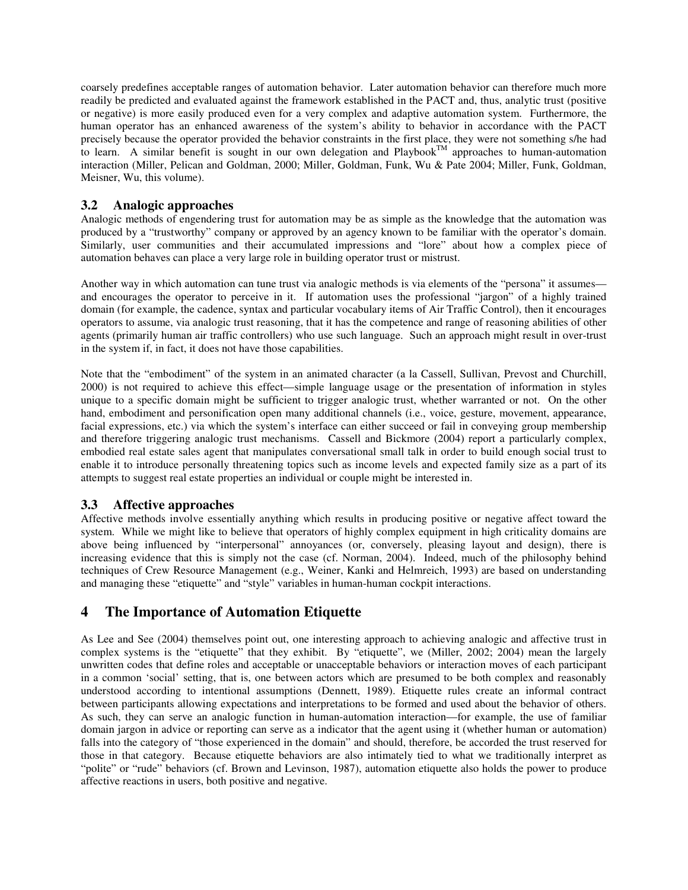coarsely predefines acceptable ranges of automation behavior. Later automation behavior can therefore much more readily be predicted and evaluated against the framework established in the PACT and, thus, analytic trust (positive or negative) is more easily produced even for a very complex and adaptive automation system. Furthermore, the human operator has an enhanced awareness of the system's ability to behavior in accordance with the PACT precisely because the operator provided the behavior constraints in the first place, they were not something s/he had to learn. A similar benefit is sought in our own delegation and Playbook™ approaches to human-automation interaction (Miller, Pelican and Goldman, 2000; Miller, Goldman, Funk, Wu & Pate 2004; Miller, Funk, Goldman, Meisner, Wu, this volume).

## 3.2 Analogic approaches

Analogic methods of engendering trust for automation may be as simple as the knowledge that the automation was produced by a "trustworthy" company or approved by an agency known to be familiar with the operator's domain. Similarly, user communities and their accumulated impressions and "lore" about how a complex piece of automation behaves can place a very large role in building operator trust or mistrust.

Another way in which automation can tune trust via analogic methods is via elements of the "persona" it assumes—and encourages the operator to perceive in it. If automation uses the professional "jargon" of a highly trained domain (for example, the cadence, syntax and particular vocabulary items of Air Traffic Control), then it encourages operators to assume, via analogic trust reasoning, that it has the competence and range of reasoning abilities of other agents (primarily human air traffic controllers) who use such language. Such an approach might result in over-trust in the system if, in fact, it does not have those capabilities.

Note that the "embodiment" of the system in an animated character (a la Cassell, Sullivan, Prevost and Churchill, 2000) is not required to achieve this effect—simple language usage or the presentation of information in styles unique to a specific domain might be sufficient to trigger analogic trust, whether warranted or not. On the other hand, embodiment and personification open many additional channels (i.e., voice, gesture, movement, appearance, facial expressions, etc.) via which the system's interface can either succeed or fail in conveying group membership and therefore triggering analogic trust mechanisms. Cassell and Bickmore (2004) report a particularly complex, embodied real estate sales agent that manipulates conversational small talk in order to build enough social trust to enable it to introduce personally threatening topics such as income levels and expected family size as a part of its attempts to suggest real estate properties an individual or couple might be interested in.

## 3.3 Affective approaches

Affective methods involve essentially anything which results in producing positive or negative affect toward the system. While we might like to believe that operators of highly complex equipment in high criticality domains are above being influenced by "interpersonal" annoyances (or, conversely, pleasing layout and design), there is increasing evidence that this is simply not the case (cf. Norman, 2004). Indeed, much of the philosophy behind techniques of Crew Resource Management (e.g., Weiner, Kanki and Helmreich, 1993) are based on understanding and managing these "etiquette" and "style" variables in human-human cockpit interactions.

# 4 The Importance of Automation Etiquette

As Lee and See (2004) themselves point out, one interesting approach to achieving analogic and affective trust in complex systems is the "etiquette" that they exhibit. By "etiquette", we (Miller, 2002; 2004) mean the largely unwritten codes that define roles and acceptable or unacceptable behaviors or interaction moves of each participant in a common 'social' setting, that is, one between actors which are presumed to be both complex and reasonably understood according to intentional assumptions (Dennett, 1989). Etiquette rules create an informal contract between participants allowing expectations and interpretations to be formed and used about the behavior of others. As such, they can serve an analogic function in human-automation interaction—for example, the use of familiar domain jargon in advice or reporting can serve as a indicator that the agent using it (whether human or automation) falls into the category of "those experienced in the domain" and should, therefore, be accorded the trust reserved for those in that category. Because etiquette behaviors are also intimately tied to what we traditionally interpret as "polite" or "rude" behaviors (cf. Brown and Levinson, 1987), automation etiquette also holds the power to produce affective reactions in users, both positive and negative.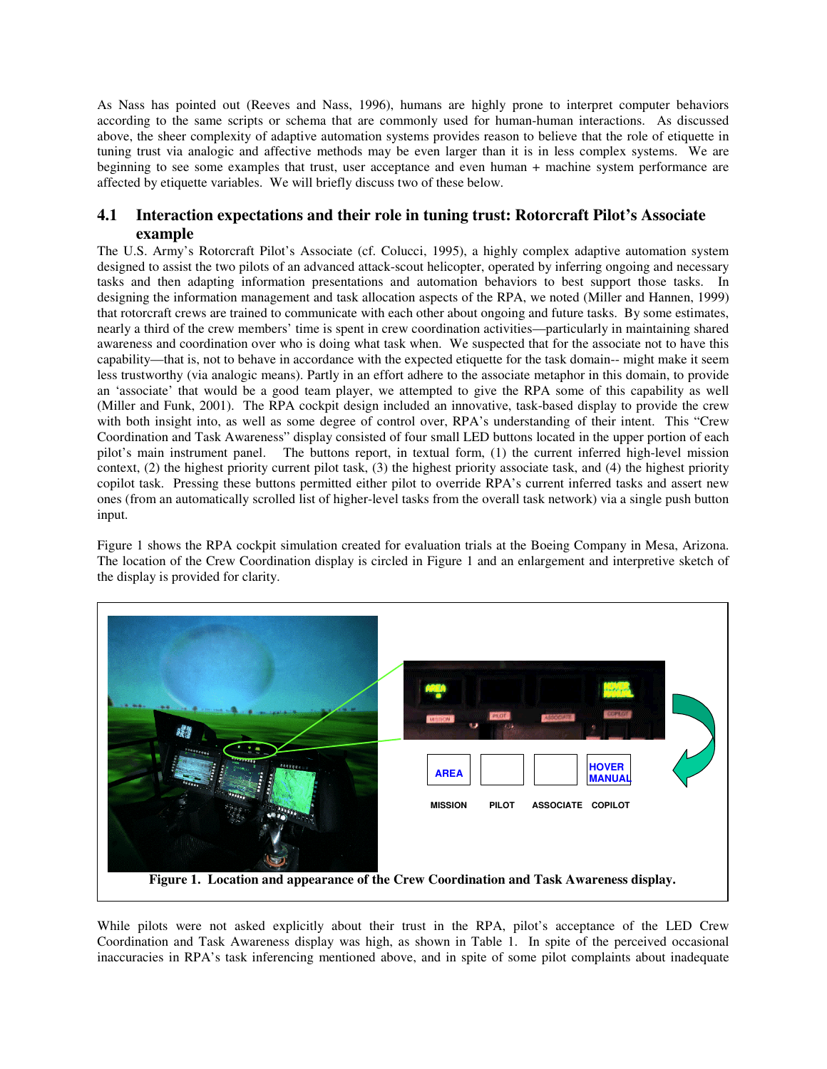As Nass has pointed out (Reeves and Nass, 1996), humans are highly prone to interpret computer behaviors according to the same scripts or schema that are commonly used for human-human interactions. As discussed above, the sheer complexity of adaptive automation systems provides reason to believe that the role of etiquette in tuning trust via analogic and affective methods may be even larger than it is in less complex systems. We are beginning to see some examples that trust, user acceptance and even human + machine system performance are affected by etiquette variables. We will briefly discuss two of these below.

## 4.1 Interaction expectations and their role in tuning trust: Rotorcraft Pilot's Associate example

The U.S. Army's Rotorcraft Pilot's Associate (cf. Colucci, 1995), a highly complex adaptive automation system designed to assist the two pilots of an advanced attack-scout helicopter, operated by inferring ongoing and necessary tasks and then adapting information presentations and automation behaviors to best support those tasks. In designing the information management and task allocation aspects of the RPA, we noted (Miller and Hannen, 1999) that rotorcraft crews are trained to communicate with each other about ongoing and future tasks. By some estimates, nearly a third of the crew members' time is spent in crew coordination activities—particularly in maintaining shared awareness and coordination over who is doing what task when. We suspected that for the associate not to have this capability—that is, not to behave in accordance with the expected etiquette for the task domain-- might make it seem less trustworthy (via analogic means). Partly in an effort adhere to the associate metaphor in this domain, to provide an 'associate' that would be a good team player, we attempted to give the RPA some of this capability as well (Miller and Funk, 2001). The RPA cockpit design included an innovative, task-based display to provide the crew with both insight into, as well as some degree of control over, RPA's understanding of their intent. This "Crew Coordination and Task Awareness" display consisted of four small LED buttons located in the upper portion of each pilot's main instrument panel. The buttons report, in textual form, (1) the current inferred high-level mission context, (2) the highest priority current pilot task, (3) the highest priority associate task, and (4) the highest priority copilot task. Pressing these buttons permitted either pilot to override RPA's current inferred tasks and assert new ones (from an automatically scrolled list of higher-level tasks from the overall task network) via a single push button input.

Figure 1 shows the RPA cockpit simulation created for evaluation trials at the Boeing Company in Mesa, Arizona. The location of the Crew Coordination display is circled in Figure 1 and an enlargement and interpretive sketch of the display is provided for clarity.

**Figure 1. Location and appearance of the Crew Coordination and Task Awareness display.**

While pilots were not asked explicitly about their trust in the RPA, pilot's acceptance of the LED Crew Coordination and Task Awareness display was high, as shown in Table 1. In spite of the perceived occasional inaccuracies in RPA's task inferencing mentioned above, and in spite of some pilot complaints about inadequate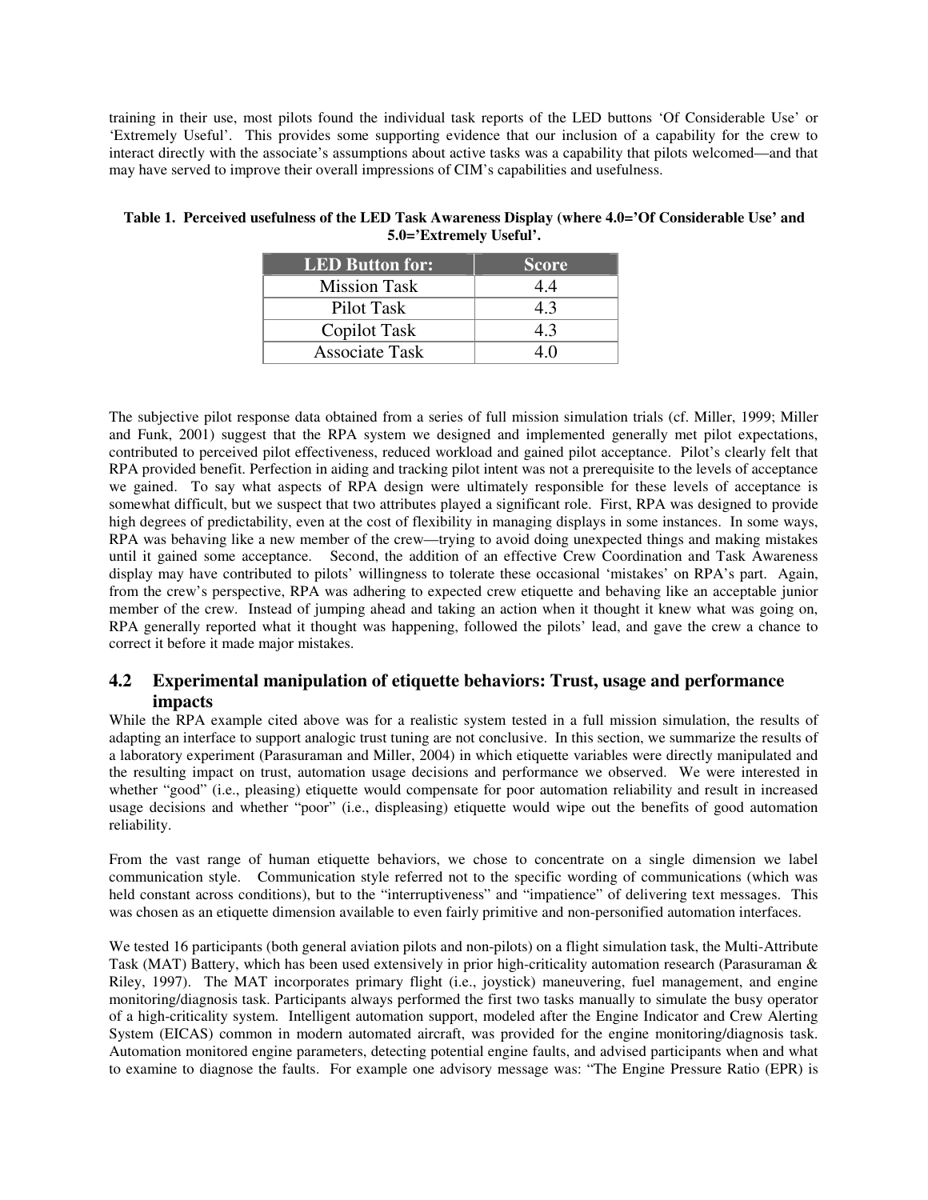training in their use, most pilots found the individual task reports of the LED buttons 'Of Considerable Use' or 'Extremely Useful'. This provides some supporting evidence that our inclusion of a capability for the crew to interact directly with the associate's assumptions about active tasks was a capability that pilots welcomed—and that may have served to improve their overall impressions of CIM's capabilities and usefulness.

**Table 1. Perceived usefulness of the LED Task Awareness Display (where 4.0='Of Considerable Use' and 5.0='Extremely Useful'.**

| LED Button for: | Score |
|---|---|
| Mission Task | 4.4 |
| Pilot Task | 4.3 |
| Copilot Task | 4.3 |
| Associate Task | 4.0 |

The subjective pilot response data obtained from a series of full mission simulation trials (cf. Miller, 1999; Miller and Funk, 2001) suggest that the RPA system we designed and implemented generally met pilot expectations, contributed to perceived pilot effectiveness, reduced workload and gained pilot acceptance. Pilot's clearly felt that RPA provided benefit. Perfection in aiding and tracking pilot intent was not a prerequisite to the levels of acceptance we gained. To say what aspects of RPA design were ultimately responsible for these levels of acceptance is somewhat difficult, but we suspect that two attributes played a significant role. First, RPA was designed to provide high degrees of predictability, even at the cost of flexibility in managing displays in some instances. In some ways, RPA was behaving like a new member of the crew—trying to avoid doing unexpected things and making mistakes until it gained some acceptance. Second, the addition of an effective Crew Coordination and Task Awareness display may have contributed to pilots' willingness to tolerate these occasional 'mistakes' on RPA's part. Again, from the crew's perspective, RPA was adhering to expected crew etiquette and behaving like an acceptable junior member of the crew. Instead of jumping ahead and taking an action when it thought it knew what was going on, RPA generally reported what it thought was happening, followed the pilots' lead, and gave the crew a chance to correct it before it made major mistakes.

## 4.2 Experimental manipulation of etiquette behaviors: Trust, usage and performance impacts

While the RPA example cited above was for a realistic system tested in a full mission simulation, the results of adapting an interface to support analogic trust tuning are not conclusive. In this section, we summarize the results of a laboratory experiment (Parasuraman and Miller, 2004) in which etiquette variables were directly manipulated and the resulting impact on trust, automation usage decisions and performance we observed. We were interested in whether "good" (i.e., pleasing) etiquette would compensate for poor automation reliability and result in increased usage decisions and whether "poor" (i.e., displeasing) etiquette would wipe out the benefits of good automation reliability.

From the vast range of human etiquette behaviors, we chose to concentrate on a single dimension we label communication style. Communication style referred not to the specific wording of communications (which was held constant across conditions), but to the "interruptiveness" and "impatience" of delivering text messages. This was chosen as an etiquette dimension available to even fairly primitive and non-personified automation interfaces.

We tested 16 participants (both general aviation pilots and non-pilots) on a flight simulation task, the Multi-Attribute Task (MAT) Battery, which has been used extensively in prior high-criticality automation research (Parasuraman & Riley, 1997). The MAT incorporates primary flight (i.e., joystick) maneuvering, fuel management, and engine monitoring/diagnosis task. Participants always performed the first two tasks manually to simulate the busy operator of a high-criticality system. Intelligent automation support, modeled after the Engine Indicator and Crew Alerting System (EICAS) common in modern automated aircraft, was provided for the engine monitoring/diagnosis task. Automation monitored engine parameters, detecting potential engine faults, and advised participants when and what to examine to diagnose the faults. For example one advisory message was: "The Engine Pressure Ratio (EPR) is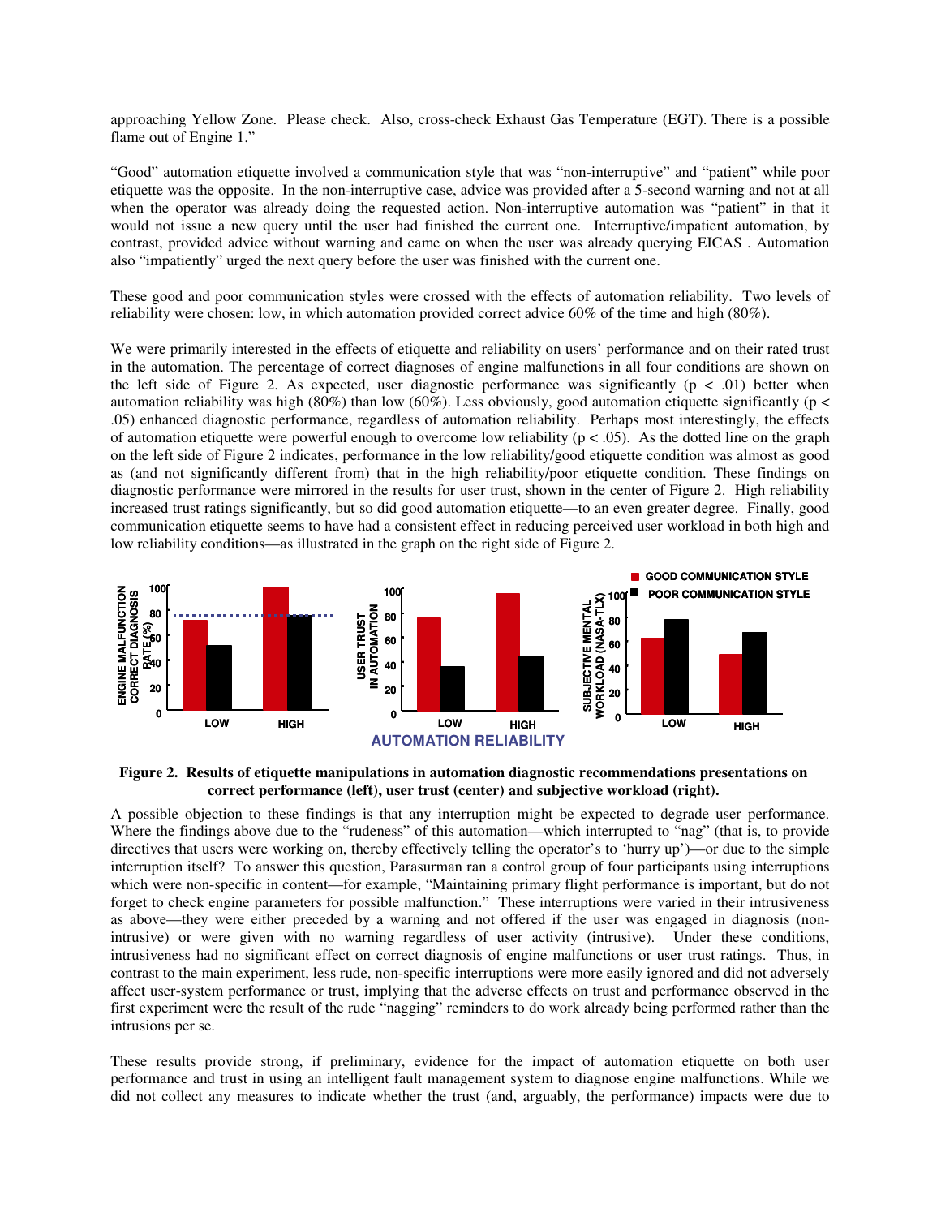approaching Yellow Zone. Please check. Also, cross-check Exhaust Gas Temperature (EGT). There is a possible flame out of Engine 1."

"Good" automation etiquette involved a communication style that was "non-interruptive" and "patient" while poor etiquette was the opposite. In the non-interruptive case, advice was provided after a 5-second warning and not at all when the operator was already doing the requested action. Non-interruptive automation was "patient" in that it would not issue a new query until the user had finished the current one. Interruptive/impatient automation, by contrast, provided advice without warning and came on when the user was already querying EICAS . Automation also "impatiently" urged the next query before the user was finished with the current one.

These good and poor communication styles were crossed with the effects of automation reliability. Two levels of reliability were chosen: low, in which automation provided correct advice 60% of the time and high (80%).

We were primarily interested in the effects of etiquette and reliability on users' performance and on their rated trust in the automation. The percentage of correct diagnoses of engine malfunctions in all four conditions are shown on the left side of Figure 2. As expected, user diagnostic performance was significantly ($p < .01$) better when automation reliability was high (80%) than low (60%). Less obviously, good automation etiquette significantly ($p < .05$) enhanced diagnostic performance, regardless of automation reliability. Perhaps most interestingly, the effects of automation etiquette were powerful enough to overcome low reliability ($p < .05$). As the dotted line on the graph on the left side of Figure 2 indicates, performance in the low reliability/good etiquette condition was almost as good as (and not significantly different from) that in the high reliability/poor etiquette condition. These findings on diagnostic performance were mirrored in the results for user trust, shown in the center of Figure 2. High reliability increased trust ratings significantly, but so did good automation etiquette—to an even greater degree. Finally, good communication etiquette seems to have had a consistent effect in reducing perceived user workload in both high and low reliability conditions—as illustrated in the graph on the right side of Figure 2.

**Figure 2. Results of etiquette manipulations in automation diagnostic recommendations presentations on correct performance (left), user trust (center) and subjective workload (right).**

A possible objection to these findings is that any interruption might be expected to degrade user performance. Where the findings above due to the "rudeness" of this automation—which interrupted to "nag" (that is, to provide directives that users were working on, thereby effectively telling the operator's to 'hurry up')—or due to the simple interruption itself? To answer this question, Parasurman ran a control group of four participants using interruptions which were non-specific in content—for example, "Maintaining primary flight performance is important, but do not forget to check engine parameters for possible malfunction." These interruptions were varied in their intrusiveness as above—they were either preceded by a warning and not offered if the user was engaged in diagnosis (non-intrusive) or were given with no warning regardless of user activity (intrusive). Under these conditions, intrusiveness had no significant effect on correct diagnosis of engine malfunctions or user trust ratings. Thus, in contrast to the main experiment, less rude, non-specific interruptions were more easily ignored and did not adversely affect user-system performance or trust, implying that the adverse effects on trust and performance observed in the first experiment were the result of the rude "nagging" reminders to do work already being performed rather than the intrusions per se.

These results provide strong, if preliminary, evidence for the impact of automation etiquette on both user performance and trust in using an intelligent fault management system to diagnose engine malfunctions. While we did not collect any measures to indicate whether the trust (and, arguably, the performance) impacts were due to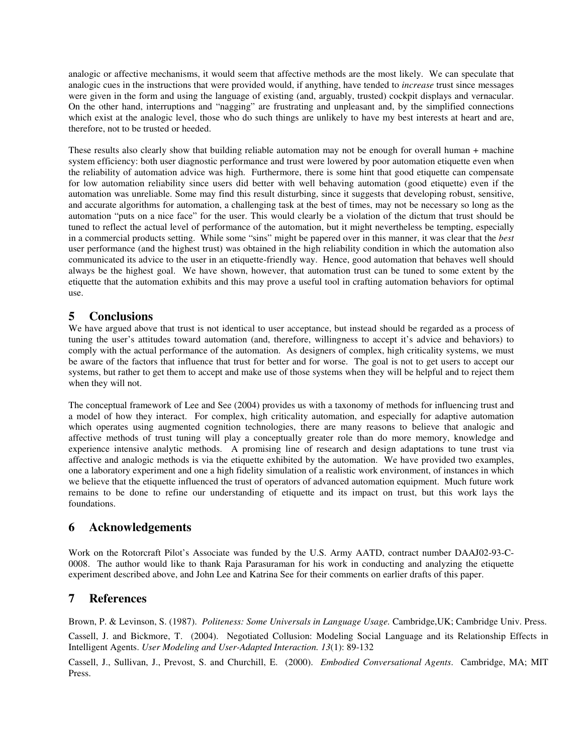analogic or affective mechanisms, it would seem that affective methods are the most likely. We can speculate that analogic cues in the instructions that were provided would, if anything, have tended to *increase* trust since messages were given in the form and using the language of existing (and, arguably, trusted) cockpit displays and vernacular. On the other hand, interruptions and "nagging" are frustrating and unpleasant and, by the simplified connections which exist at the analogic level, those who do such things are unlikely to have my best interests at heart and are, therefore, not to be trusted or heeded.

These results also clearly show that building reliable automation may not be enough for overall human + machine system efficiency: both user diagnostic performance and trust were lowered by poor automation etiquette even when the reliability of automation advice was high. Furthermore, there is some hint that good etiquette can compensate for low automation reliability since users did better with well behaving automation (good etiquette) even if the automation was unreliable. Some may find this result disturbing, since it suggests that developing robust, sensitive, and accurate algorithms for automation, a challenging task at the best of times, may not be necessary so long as the automation "puts on a nice face" for the user. This would clearly be a violation of the dictum that trust should be tuned to reflect the actual level of performance of the automation, but it might nevertheless be tempting, especially in a commercial products setting. While some "sins" might be papered over in this manner, it was clear that the *best* user performance (and the highest trust) was obtained in the high reliability condition in which the automation also communicated its advice to the user in an etiquette-friendly way. Hence, good automation that behaves well should always be the highest goal. We have shown, however, that automation trust can be tuned to some extent by the etiquette that the automation exhibits and this may prove a useful tool in crafting automation behaviors for optimal use.

## 5 Conclusions

We have argued above that trust is not identical to user acceptance, but instead should be regarded as a process of tuning the user's attitudes toward automation (and, therefore, willingness to accept it's advice and behaviors) to comply with the actual performance of the automation. As designers of complex, high criticality systems, we must be aware of the factors that influence that trust for better and for worse. The goal is not to get users to accept our systems, but rather to get them to accept and make use of those systems when they will be helpful and to reject them when they will not.

The conceptual framework of Lee and See (2004) provides us with a taxonomy of methods for influencing trust and a model of how they interact. For complex, high criticality automation, and especially for adaptive automation which operates using augmented cognition technologies, there are many reasons to believe that analogic and affective methods of trust tuning will play a conceptually greater role than do more memory, knowledge and experience intensive analytic methods. A promising line of research and design adaptations to tune trust via affective and analogic methods is via the etiquette exhibited by the automation. We have provided two examples, one a laboratory experiment and one a high fidelity simulation of a realistic work environment, of instances in which we believe that the etiquette influenced the trust of operators of advanced automation equipment. Much future work remains to be done to refine our understanding of etiquette and its impact on trust, but this work lays the foundations.

## 6 Acknowledgements

Work on the Rotorcraft Pilot's Associate was funded by the U.S. Army AATD, contract number DAAJ02-93-C-0008. The author would like to thank Raja Parasuraman for his work in conducting and analyzing the etiquette experiment described above, and John Lee and Katrina See for their comments on earlier drafts of this paper.

## 7 References

Brown, P. & Levinson, S. (1987). *Politeness: Some Universals in Language Usage.* Cambridge,UK; Cambridge Univ. Press.

Cassell, J. and Bickmore, T. (2004). Negotiated Collusion: Modeling Social Language and its Relationship Effects in Intelligent Agents. *User Modeling and User-Adapted Interaction. 13*(1): 89-132

Cassell, J., Sullivan, J., Prevost, S. and Churchill, E. (2000). *Embodied Conversational Agents*. Cambridge, MA; MIT Press.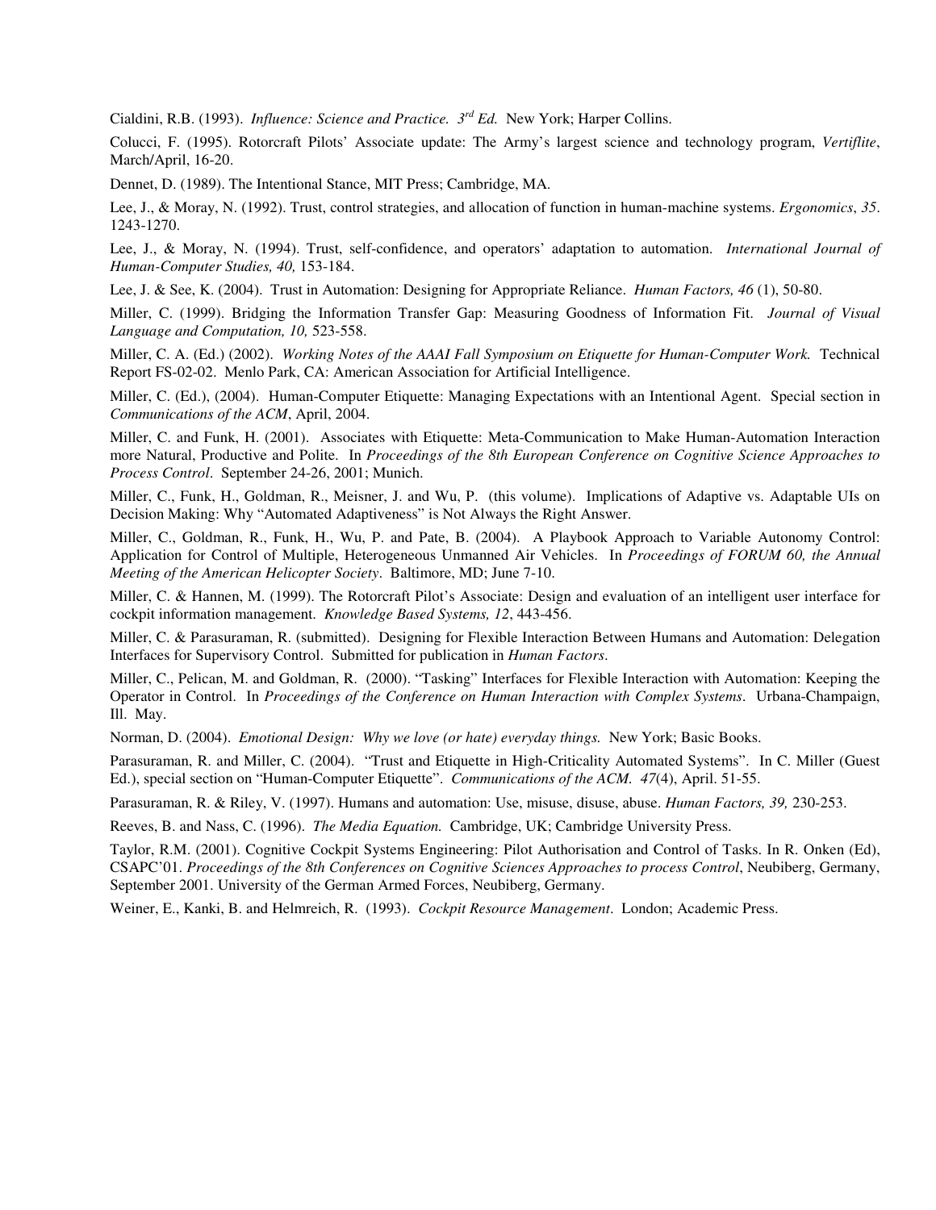Cialdini, R.B. (1993). *Influence: Science and Practice. 3rd Ed.* New York; Harper Collins.

Colucci, F. (1995). Rotorcraft Pilots' Associate update: The Army's largest science and technology program, *Vertiflite*, March/April, 16-20.

Dennet, D. (1989). The Intentional Stance, MIT Press; Cambridge, MA.

Lee, J., & Moray, N. (1992). Trust, control strategies, and allocation of function in human-machine systems. *Ergonomics*, *35*. 1243-1270.

Lee, J., & Moray, N. (1994). Trust, self-confidence, and operators' adaptation to automation. *International Journal of Human-Computer Studies, 40,* 153-184.

Lee, J. & See, K. (2004). Trust in Automation: Designing for Appropriate Reliance. *Human Factors, 46* (1), 50-80.

Miller, C. (1999). Bridging the Information Transfer Gap: Measuring Goodness of Information Fit. *Journal of Visual Language and Computation, 10,* 523-558.

Miller, C. A. (Ed.) (2002). *Working Notes of the AAAI Fall Symposium on Etiquette for Human-Computer Work.* Technical Report FS-02-02. Menlo Park, CA: American Association for Artificial Intelligence.

Miller, C. (Ed.), (2004). Human-Computer Etiquette: Managing Expectations with an Intentional Agent. Special section in *Communications of the ACM*, April, 2004.

Miller, C. and Funk, H. (2001). Associates with Etiquette: Meta-Communication to Make Human-Automation Interaction more Natural, Productive and Polite. In *Proceedings of the 8th European Conference on Cognitive Science Approaches to Process Control*. September 24-26, 2001; Munich.

Miller, C., Funk, H., Goldman, R., Meisner, J. and Wu, P. (this volume). Implications of Adaptive vs. Adaptable UIs on Decision Making: Why "Automated Adaptiveness" is Not Always the Right Answer.

Miller, C., Goldman, R., Funk, H., Wu, P. and Pate, B. (2004). A Playbook Approach to Variable Autonomy Control: Application for Control of Multiple, Heterogeneous Unmanned Air Vehicles. In *Proceedings of FORUM 60, the Annual Meeting of the American Helicopter Society*. Baltimore, MD; June 7-10.

Miller, C. & Hannen, M. (1999). The Rotorcraft Pilot's Associate: Design and evaluation of an intelligent user interface for cockpit information management. *Knowledge Based Systems, 12*, 443-456.

Miller, C. & Parasuraman, R. (submitted). Designing for Flexible Interaction Between Humans and Automation: Delegation Interfaces for Supervisory Control. Submitted for publication in *Human Factors*.

Miller, C., Pelican, M. and Goldman, R. (2000). "Tasking" Interfaces for Flexible Interaction with Automation: Keeping the Operator in Control. In *Proceedings of the Conference on Human Interaction with Complex Systems*. Urbana-Champaign, Ill. May.

Norman, D. (2004). *Emotional Design: Why we love (or hate) everyday things.* New York; Basic Books.

Parasuraman, R. and Miller, C. (2004). "Trust and Etiquette in High-Criticality Automated Systems". In C. Miller (Guest Ed.), special section on "Human-Computer Etiquette". *Communications of the ACM. 47*(4), April. 51-55.

Parasuraman, R. & Riley, V. (1997). Humans and automation: Use, misuse, disuse, abuse. *Human Factors, 39,* 230-253.

Reeves, B. and Nass, C. (1996). *The Media Equation.* Cambridge, UK; Cambridge University Press.

Taylor, R.M. (2001). Cognitive Cockpit Systems Engineering: Pilot Authorisation and Control of Tasks. In R. Onken (Ed), CSAPC'01. *Proceedings of the 8th Conferences on Cognitive Sciences Approaches to process Control*, Neubiberg, Germany, September 2001. University of the German Armed Forces, Neubiberg, Germany.

Weiner, E., Kanki, B. and Helmreich, R. (1993). *Cockpit Resource Management*. London; Academic Press.